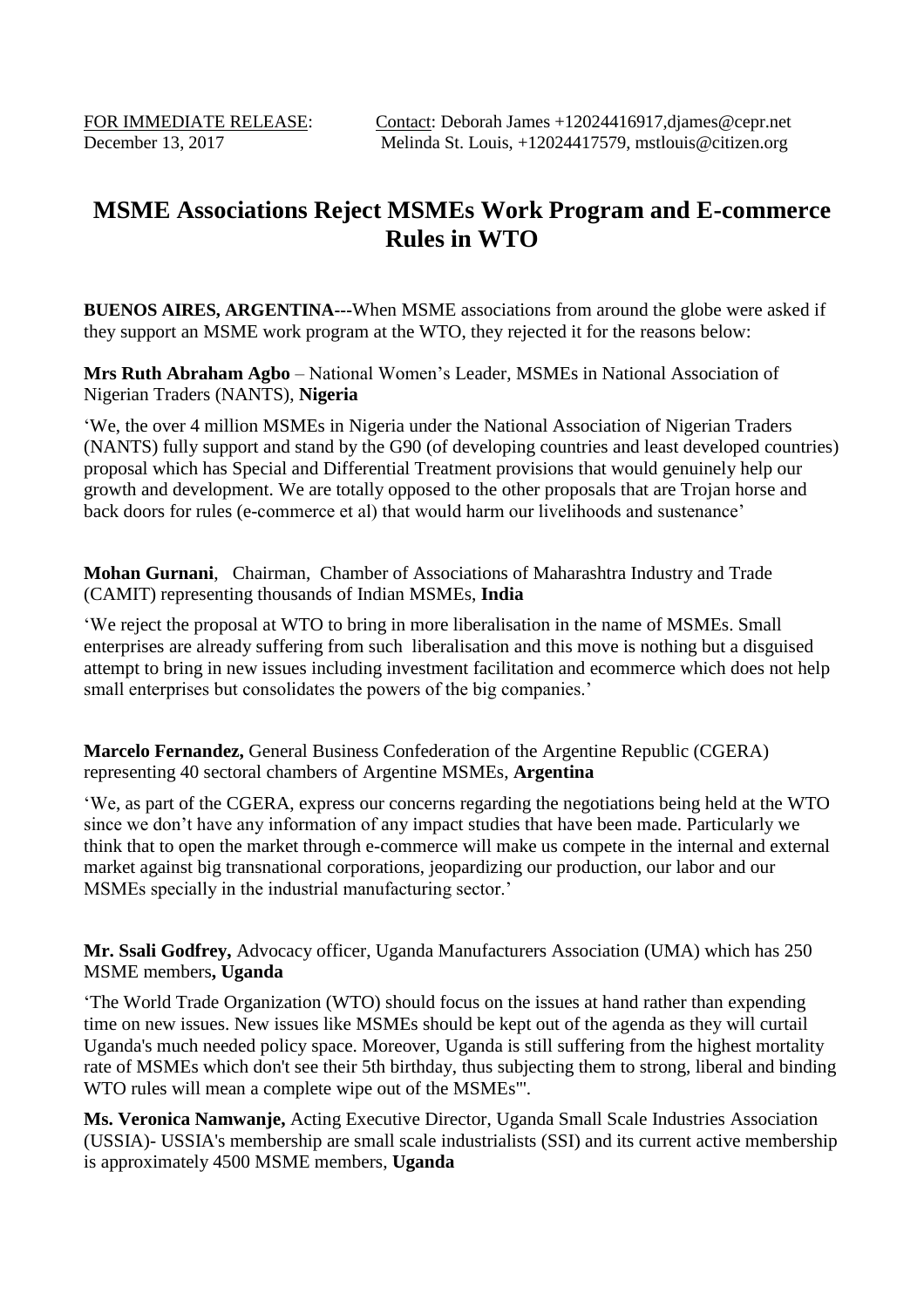FOR IMMEDIATE RELEASE:     Contact: Deborah James +12024416917,djames@cepr.net
December 13, 2017     Melinda St. Louis, +12024417579, mstlouis@citizen.org

# MSME Associations Reject MSMEs Work Program and E-commerce Rules in WTO

**BUENOS AIRES, ARGENTINA---**When MSME associations from around the globe were asked if they support an MSME work program at the WTO, they rejected it for the reasons below:

**Mrs Ruth Abraham Agbo** – National Women's Leader, MSMEs in National Association of Nigerian Traders (NANTS), **Nigeria**

'We, the over 4 million MSMEs in Nigeria under the National Association of Nigerian Traders (NANTS) fully support and stand by the G90 (of developing countries and least developed countries) proposal which has Special and Differential Treatment provisions that would genuinely help our growth and development. We are totally opposed to the other proposals that are Trojan horse and back doors for rules (e-commerce et al) that would harm our livelihoods and sustenance'

**Mohan Gurnani**, Chairman, Chamber of Associations of Maharashtra Industry and Trade (CAMIT) representing thousands of Indian MSMEs, **India**

'We reject the proposal at WTO to bring in more liberalisation in the name of MSMEs. Small enterprises are already suffering from such liberalisation and this move is nothing but a disguised attempt to bring in new issues including investment facilitation and ecommerce which does not help small enterprises but consolidates the powers of the big companies.'

**Marcelo Fernandez,** General Business Confederation of the Argentine Republic (CGERA) representing 40 sectoral chambers of Argentine MSMEs, **Argentina**

'We, as part of the CGERA, express our concerns regarding the negotiations being held at the WTO since we don't have any information of any impact studies that have been made. Particularly we think that to open the market through e-commerce will make us compete in the internal and external market against big transnational corporations, jeopardizing our production, our labor and our MSMEs specially in the industrial manufacturing sector.'

**Mr. Ssali Godfrey,** Advocacy officer, Uganda Manufacturers Association (UMA) which has 250 MSME members**, Uganda**

'The World Trade Organization (WTO) should focus on the issues at hand rather than expending time on new issues. New issues like MSMEs should be kept out of the agenda as they will curtail Uganda's much needed policy space. Moreover, Uganda is still suffering from the highest mortality rate of MSMEs which don't see their 5th birthday, thus subjecting them to strong, liberal and binding WTO rules will mean a complete wipe out of the MSMEs'".

**Ms. Veronica Namwanje,** Acting Executive Director, Uganda Small Scale Industries Association (USSIA)- USSIA's membership are small scale industrialists (SSI) and its current active membership is approximately 4500 MSME members, **Uganda**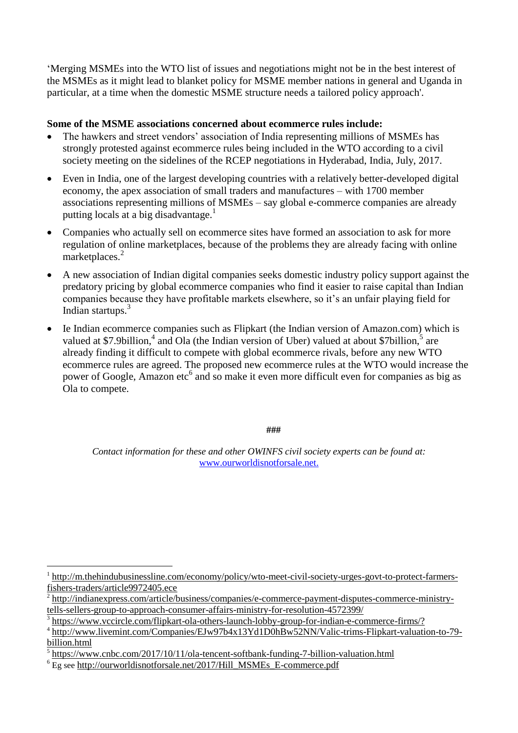'Merging MSMEs into the WTO list of issues and negotiations might not be in the best interest of the MSMEs as it might lead to blanket policy for MSME member nations in general and Uganda in particular, at a time when the domestic MSME structure needs a tailored policy approach'.

**Some of the MSME associations concerned about ecommerce rules include:**

- The hawkers and street vendors' association of India representing millions of MSMEs has strongly protested against ecommerce rules being included in the WTO according to a civil society meeting on the sidelines of the RCEP negotiations in Hyderabad, India, July, 2017.
- Even in India, one of the largest developing countries with a relatively better-developed digital economy, the apex association of small traders and manufactures – with 1700 member associations representing millions of MSMEs – say global e-commerce companies are already putting locals at a big disadvantage.[1]
- Companies who actually sell on ecommerce sites have formed an association to ask for more regulation of online marketplaces, because of the problems they are already facing with online marketplaces.[2]
- A new association of Indian digital companies seeks domestic industry policy support against the predatory pricing by global ecommerce companies who find it easier to raise capital than Indian companies because they have profitable markets elsewhere, so it's an unfair playing field for Indian startups.[3]
- Ie Indian ecommerce companies such as Flipkart (the Indian version of Amazon.com) which is valued at $7.9billion,[4] and Ola (the Indian version of Uber) valued at about $7billion,[5] are already finding it difficult to compete with global ecommerce rivals, before any new WTO ecommerce rules are agreed. The proposed new ecommerce rules at the WTO would increase the power of Google, Amazon etc[6] and so make it even more difficult even for companies as big as Ola to compete.

###

*Contact information for these and other OWINFS civil society experts can be found at:* www.ourworldisnotforsale.net.

---

[1] http://m.thehindubusinessline.com/economy/policy/wto-meet-civil-society-urges-govt-to-protect-farmers-fishers-traders/article9972405.ece

[2] http://indianexpress.com/article/business/companies/e-commerce-payment-disputes-commerce-ministry-tells-sellers-group-to-approach-consumer-affairs-ministry-for-resolution-4572399/

[3] https://www.vccircle.com/flipkart-ola-others-launch-lobby-group-for-indian-e-commerce-firms/?

[4] http://www.livemint.com/Companies/EJw97b4x13Yd1D0hBw52NN/Valic-trims-Flipkart-valuation-to-79-billion.html

[5] https://www.cnbc.com/2017/10/11/ola-tencent-softbank-funding-7-billion-valuation.html

[6] Eg see http://ourworldisnotforsale.net/2017/Hill_MSMEs_E-commerce.pdf